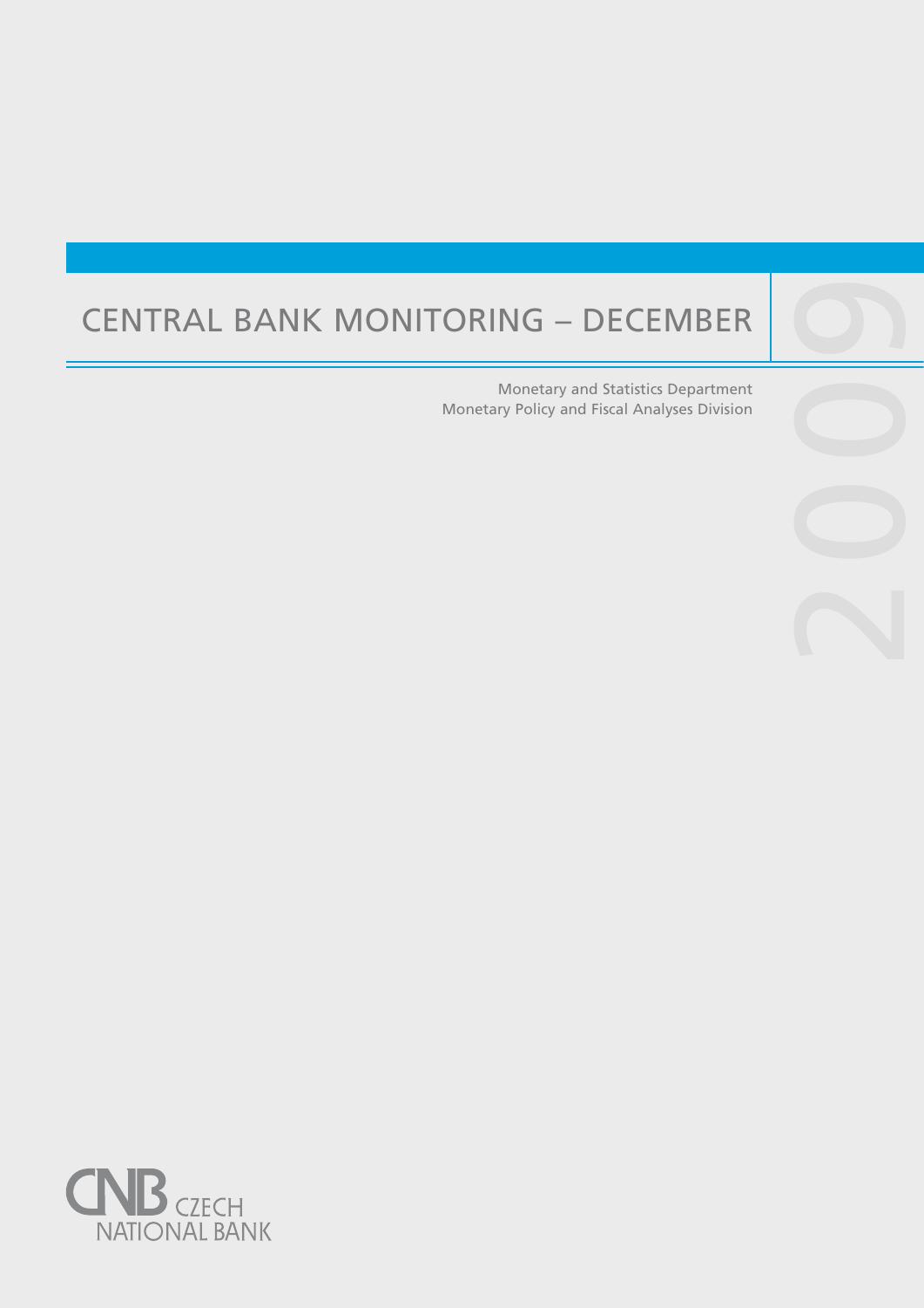# CENTRAL BANK MONITORING – DECEMBER 2009

Monetary and Statistics Department
Monetary Policy and Fiscal Analyses Division

CZECH NATIONAL BANK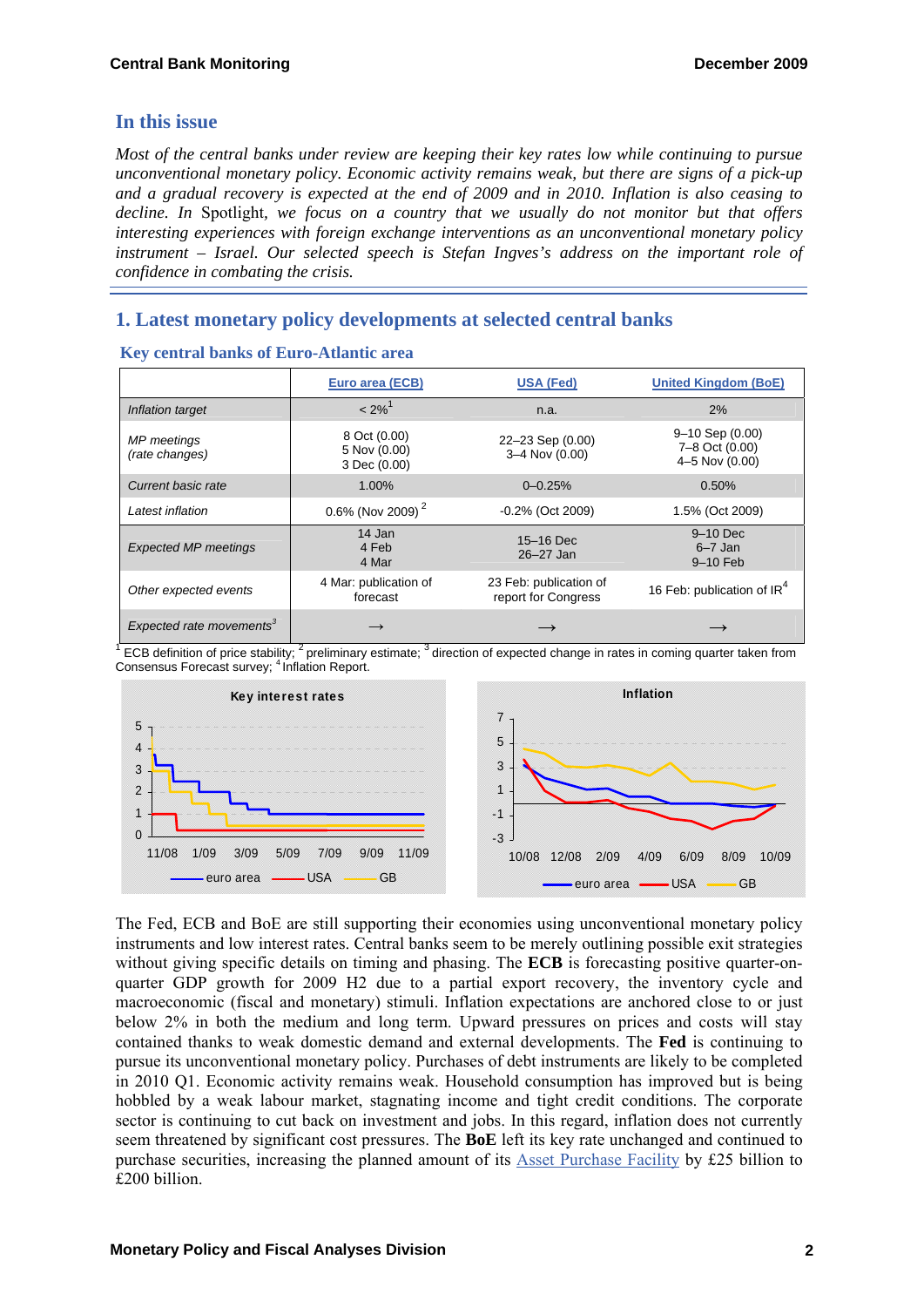## In this issue

*Most of the central banks under review are keeping their key rates low while continuing to pursue unconventional monetary policy. Economic activity remains weak, but there are signs of a pick-up and a gradual recovery is expected at the end of 2009 and in 2010. Inflation is also ceasing to decline. In* Spotlight*, we focus on a country that we usually do not monitor but that offers interesting experiences with foreign exchange interventions as an unconventional monetary policy instrument – Israel. Our selected speech is Stefan Ingves's address on the important role of confidence in combating the crisis.*

## 1. Latest monetary policy developments at selected central banks

### Key central banks of Euro-Atlantic area

| | Euro area (ECB) | USA (Fed) | United Kingdom (BoE) |
|---|---|---|---|
| *Inflation target* | < 2%[1] | n.a. | 2% |
| *MP meetings (rate changes)* | 8 Oct (0.00)<br>5 Nov (0.00)<br>3 Dec (0.00) | 22–23 Sep (0.00)<br>3–4 Nov (0.00) | 9–10 Sep (0.00)<br>7–8 Oct (0.00)<br>4–5 Nov (0.00) |
| *Current basic rate* | 1.00% | 0–0.25% | 0.50% |
| *Latest inflation* | 0.6% (Nov 2009) [2] | -0.2% (Oct 2009) | 1.5% (Oct 2009) |
| *Expected MP meetings* | 14 Jan<br>4 Feb<br>4 Mar | 15–16 Dec<br>26–27 Jan | 9–10 Dec<br>6–7 Jan<br>9–10 Feb |
| *Other expected events* | 4 Mar: publication of forecast | 23 Feb: publication of report for Congress | 16 Feb: publication of IR[4] |
| *Expected rate movements*[3] | → | → | → |

[1] ECB definition of price stability; [2] preliminary estimate; [3] direction of expected change in rates in coming quarter taken from Consensus Forecast survey; [4] Inflation Report.

The Fed, ECB and BoE are still supporting their economies using unconventional monetary policy instruments and low interest rates. Central banks seem to be merely outlining possible exit strategies without giving specific details on timing and phasing. The **ECB** is forecasting positive quarter-on-quarter GDP growth for 2009 H2 due to a partial export recovery, the inventory cycle and macroeconomic (fiscal and monetary) stimuli. Inflation expectations are anchored close to or just below 2% in both the medium and long term. Upward pressures on prices and costs will stay contained thanks to weak domestic demand and external developments. The **Fed** is continuing to pursue its unconventional monetary policy. Purchases of debt instruments are likely to be completed in 2010 Q1. Economic activity remains weak. Household consumption has improved but is being hobbled by a weak labour market, stagnating income and tight credit conditions. The corporate sector is continuing to cut back on investment and jobs. In this regard, inflation does not currently seem threatened by significant cost pressures. The **BoE** left its key rate unchanged and continued to purchase securities, increasing the planned amount of its Asset Purchase Facility by £25 billion to £200 billion.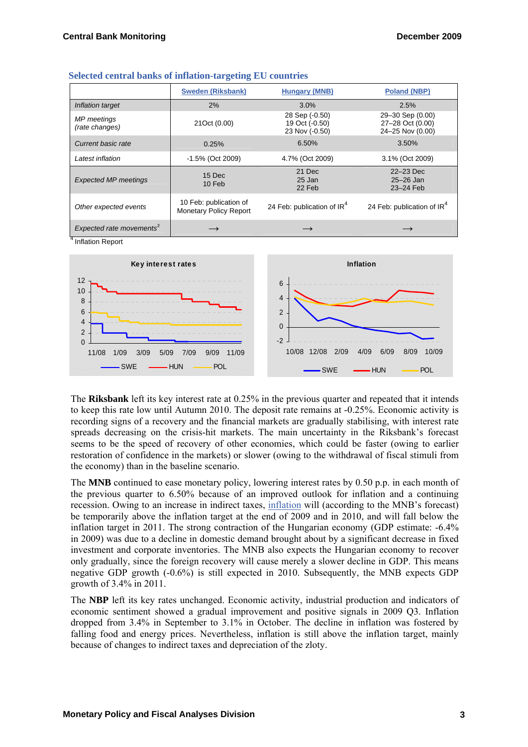### Selected central banks of inflation-targeting EU countries

| | Sweden (Riksbank) | Hungary (MNB) | Poland (NBP) |
|---|---|---|---|
| *Inflation target* | 2% | 3.0% | 2.5% |
| *MP meetings (rate changes)* | 21Oct (0.00) | 28 Sep (-0.50)<br>19 Oct (-0.50)<br>23 Nov (-0.50) | 29–30 Sep (0.00)<br>27–28 Oct (0.00)<br>24–25 Nov (0.00) |
| *Current basic rate* | 0.25% | 6.50% | 3.50% |
| *Latest inflation* | -1.5% (Oct 2009) | 4.7% (Oct 2009) | 3.1% (Oct 2009) |
| *Expected MP meetings* | 15 Dec<br>10 Feb | 21 Dec<br>25 Jan<br>22 Feb | 22–23 Dec<br>25–26 Jan<br>23–24 Feb |
| *Other expected events* | 10 Feb: publication of Monetary Policy Report | 24 Feb: publication of IR[4] | 24 Feb: publication of IR[4] |
| *Expected rate movements*[3] | → | → | → |

[4] Inflation Report

The **Riksbank** left its key interest rate at 0.25% in the previous quarter and repeated that it intends to keep this rate low until Autumn 2010. The deposit rate remains at -0.25%. Economic activity is recording signs of a recovery and the financial markets are gradually stabilising, with interest rate spreads decreasing on the crisis-hit markets. The main uncertainty in the Riksbank's forecast seems to be the speed of recovery of other economies, which could be faster (owing to earlier restoration of confidence in the markets) or slower (owing to the withdrawal of fiscal stimuli from the economy) than in the baseline scenario.

The **MNB** continued to ease monetary policy, lowering interest rates by 0.50 p.p. in each month of the previous quarter to 6.50% because of an improved outlook for inflation and a continuing recession. Owing to an increase in indirect taxes, inflation will (according to the MNB's forecast) be temporarily above the inflation target at the end of 2009 and in 2010, and will fall below the inflation target in 2011. The strong contraction of the Hungarian economy (GDP estimate: -6.4% in 2009) was due to a decline in domestic demand brought about by a significant decrease in fixed investment and corporate inventories. The MNB also expects the Hungarian economy to recover only gradually, since the foreign recovery will cause merely a slower decline in GDP. This means negative GDP growth (-0.6%) is still expected in 2010. Subsequently, the MNB expects GDP growth of 3.4% in 2011.

The **NBP** left its key rates unchanged. Economic activity, industrial production and indicators of economic sentiment showed a gradual improvement and positive signals in 2009 Q3. Inflation dropped from 3.4% in September to 3.1% in October. The decline in inflation was fostered by falling food and energy prices. Nevertheless, inflation is still above the inflation target, mainly because of changes to indirect taxes and depreciation of the zloty.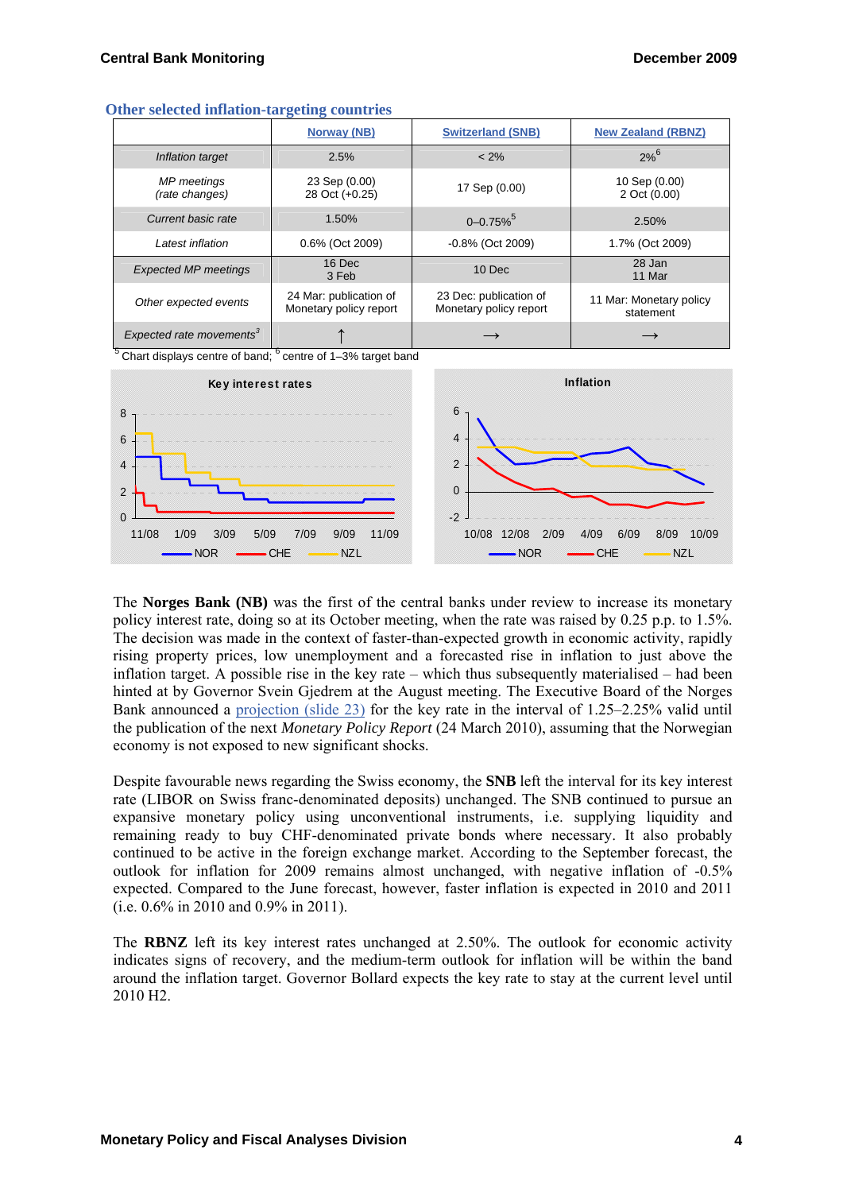### Other selected inflation-targeting countries

| | Norway (NB) | Switzerland (SNB) | New Zealand (RBNZ) |
|---|---|---|---|
| *Inflation target* | 2.5% | < 2% | 2%[6] |
| *MP meetings (rate changes)* | 23 Sep (0.00) 28 Oct (+0.25) | 17 Sep (0.00) | 10 Sep (0.00) 2 Oct (0.00) |
| *Current basic rate* | 1.50% | 0–0.75%[5] | 2.50% |
| *Latest inflation* | 0.6% (Oct 2009) | -0.8% (Oct 2009) | 1.7% (Oct 2009) |
| *Expected MP meetings* | 16 Dec 3 Feb | 10 Dec | 28 Jan 11 Mar |
| *Other expected events* | 24 Mar: publication of Monetary policy report | 23 Dec: publication of Monetary policy report | 11 Mar: Monetary policy statement |
| *Expected rate movements*[3] | ↑ | → | → |

[5] Chart displays centre of band; [6] centre of 1–3% target band

The **Norges Bank (NB)** was the first of the central banks under review to increase its monetary policy interest rate, doing so at its October meeting, when the rate was raised by 0.25 p.p. to 1.5%. The decision was made in the context of faster-than-expected growth in economic activity, rapidly rising property prices, low unemployment and a forecasted rise in inflation to just above the inflation target. A possible rise in the key rate – which thus subsequently materialised – had been hinted at by Governor Svein Gjedrem at the August meeting. The Executive Board of the Norges Bank announced a projection (slide 23) for the key rate in the interval of 1.25–2.25% valid until the publication of the next *Monetary Policy Report* (24 March 2010), assuming that the Norwegian economy is not exposed to new significant shocks.

Despite favourable news regarding the Swiss economy, the **SNB** left the interval for its key interest rate (LIBOR on Swiss franc-denominated deposits) unchanged. The SNB continued to pursue an expansive monetary policy using unconventional instruments, i.e. supplying liquidity and remaining ready to buy CHF-denominated private bonds where necessary. It also probably continued to be active in the foreign exchange market. According to the September forecast, the outlook for inflation for 2009 remains almost unchanged, with negative inflation of -0.5% expected. Compared to the June forecast, however, faster inflation is expected in 2010 and 2011 (i.e. 0.6% in 2010 and 0.9% in 2011).

The **RBNZ** left its key interest rates unchanged at 2.50%. The outlook for economic activity indicates signs of recovery, and the medium-term outlook for inflation will be within the band around the inflation target. Governor Bollard expects the key rate to stay at the current level until 2010 H2.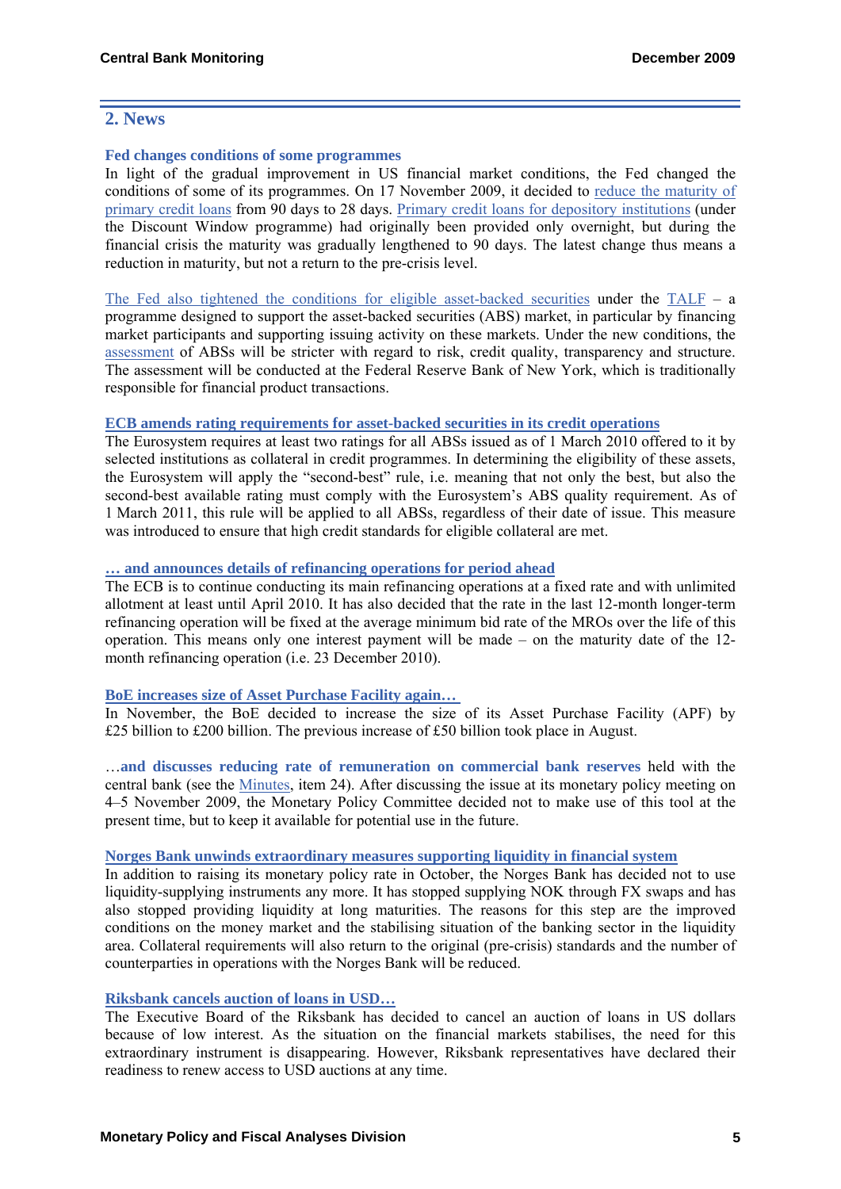## 2. News

### Fed changes conditions of some programmes

In light of the gradual improvement in US financial market conditions, the Fed changed the conditions of some of its programmes. On 17 November 2009, it decided to reduce the maturity of primary credit loans from 90 days to 28 days. Primary credit loans for depository institutions (under the Discount Window programme) had originally been provided only overnight, but during the financial crisis the maturity was gradually lengthened to 90 days. The latest change thus means a reduction in maturity, but not a return to the pre-crisis level.

The Fed also tightened the conditions for eligible asset-backed securities under the TALF – a programme designed to support the asset-backed securities (ABS) market, in particular by financing market participants and supporting issuing activity on these markets. Under the new conditions, the assessment of ABSs will be stricter with regard to risk, credit quality, transparency and structure. The assessment will be conducted at the Federal Reserve Bank of New York, which is traditionally responsible for financial product transactions.

### ECB amends rating requirements for asset-backed securities in its credit operations

The Eurosystem requires at least two ratings for all ABSs issued as of 1 March 2010 offered to it by selected institutions as collateral in credit programmes. In determining the eligibility of these assets, the Eurosystem will apply the "second-best" rule, i.e. meaning that not only the best, but also the second-best available rating must comply with the Eurosystem's ABS quality requirement. As of 1 March 2011, this rule will be applied to all ABSs, regardless of their date of issue. This measure was introduced to ensure that high credit standards for eligible collateral are met.

### … and announces details of refinancing operations for period ahead

The ECB is to continue conducting its main refinancing operations at a fixed rate and with unlimited allotment at least until April 2010. It has also decided that the rate in the last 12-month longer-term refinancing operation will be fixed at the average minimum bid rate of the MROs over the life of this operation. This means only one interest payment will be made – on the maturity date of the 12-month refinancing operation (i.e. 23 December 2010).

### BoE increases size of Asset Purchase Facility again…

In November, the BoE decided to increase the size of its Asset Purchase Facility (APF) by £25 billion to £200 billion. The previous increase of £50 billion took place in August.

…**and discusses reducing rate of remuneration on commercial bank reserves** held with the central bank (see the Minutes, item 24). After discussing the issue at its monetary policy meeting on 4–5 November 2009, the Monetary Policy Committee decided not to make use of this tool at the present time, but to keep it available for potential use in the future.

### Norges Bank unwinds extraordinary measures supporting liquidity in financial system

In addition to raising its monetary policy rate in October, the Norges Bank has decided not to use liquidity-supplying instruments any more. It has stopped supplying NOK through FX swaps and has also stopped providing liquidity at long maturities. The reasons for this step are the improved conditions on the money market and the stabilising situation of the banking sector in the liquidity area. Collateral requirements will also return to the original (pre-crisis) standards and the number of counterparties in operations with the Norges Bank will be reduced.

### Riksbank cancels auction of loans in USD…

The Executive Board of the Riksbank has decided to cancel an auction of loans in US dollars because of low interest. As the situation on the financial markets stabilises, the need for this extraordinary instrument is disappearing. However, Riksbank representatives have declared their readiness to renew access to USD auctions at any time.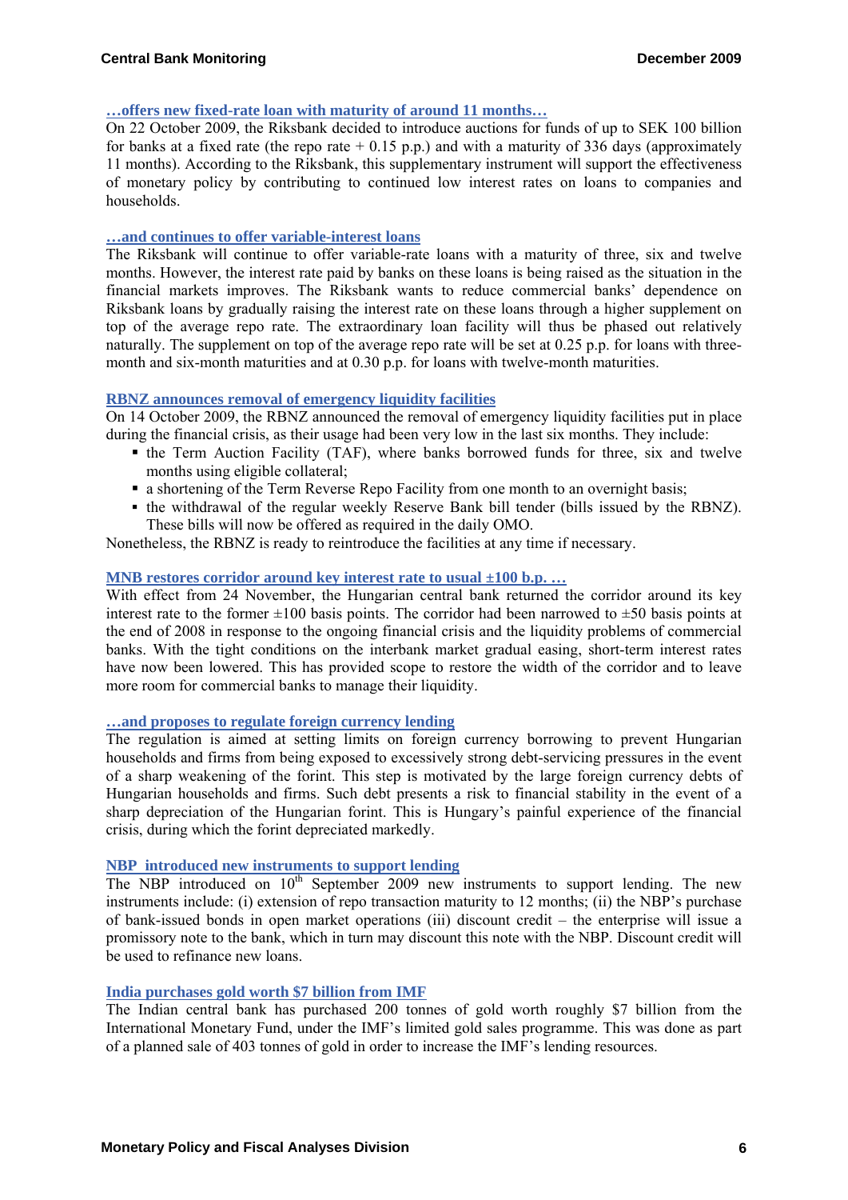### …offers new fixed-rate loan with maturity of around 11 months…

On 22 October 2009, the Riksbank decided to introduce auctions for funds of up to SEK 100 billion for banks at a fixed rate (the repo rate + 0.15 p.p.) and with a maturity of 336 days (approximately 11 months). According to the Riksbank, this supplementary instrument will support the effectiveness of monetary policy by contributing to continued low interest rates on loans to companies and households.

### …and continues to offer variable-interest loans

The Riksbank will continue to offer variable-rate loans with a maturity of three, six and twelve months. However, the interest rate paid by banks on these loans is being raised as the situation in the financial markets improves. The Riksbank wants to reduce commercial banks' dependence on Riksbank loans by gradually raising the interest rate on these loans through a higher supplement on top of the average repo rate. The extraordinary loan facility will thus be phased out relatively naturally. The supplement on top of the average repo rate will be set at 0.25 p.p. for loans with three-month and six-month maturities and at 0.30 p.p. for loans with twelve-month maturities.

### RBNZ announces removal of emergency liquidity facilities

On 14 October 2009, the RBNZ announced the removal of emergency liquidity facilities put in place during the financial crisis, as their usage had been very low in the last six months. They include:

- the Term Auction Facility (TAF), where banks borrowed funds for three, six and twelve months using eligible collateral;
- a shortening of the Term Reverse Repo Facility from one month to an overnight basis;
- the withdrawal of the regular weekly Reserve Bank bill tender (bills issued by the RBNZ). These bills will now be offered as required in the daily OMO.

Nonetheless, the RBNZ is ready to reintroduce the facilities at any time if necessary.

### MNB restores corridor around key interest rate to usual ±100 b.p. …

With effect from 24 November, the Hungarian central bank returned the corridor around its key interest rate to the former ±100 basis points. The corridor had been narrowed to ±50 basis points at the end of 2008 in response to the ongoing financial crisis and the liquidity problems of commercial banks. With the tight conditions on the interbank market gradual easing, short-term interest rates have now been lowered. This has provided scope to restore the width of the corridor and to leave more room for commercial banks to manage their liquidity.

### …and proposes to regulate foreign currency lending

The regulation is aimed at setting limits on foreign currency borrowing to prevent Hungarian households and firms from being exposed to excessively strong debt-servicing pressures in the event of a sharp weakening of the forint. This step is motivated by the large foreign currency debts of Hungarian households and firms. Such debt presents a risk to financial stability in the event of a sharp depreciation of the Hungarian forint. This is Hungary's painful experience of the financial crisis, during which the forint depreciated markedly.

### NBP introduced new instruments to support lending

The NBP introduced on 10th September 2009 new instruments to support lending. The new instruments include: (i) extension of repo transaction maturity to 12 months; (ii) the NBP's purchase of bank-issued bonds in open market operations (iii) discount credit – the enterprise will issue a promissory note to the bank, which in turn may discount this note with the NBP. Discount credit will be used to refinance new loans.

### India purchases gold worth $7 billion from IMF

The Indian central bank has purchased 200 tonnes of gold worth roughly $7 billion from the International Monetary Fund, under the IMF's limited gold sales programme. This was done as part of a planned sale of 403 tonnes of gold in order to increase the IMF's lending resources.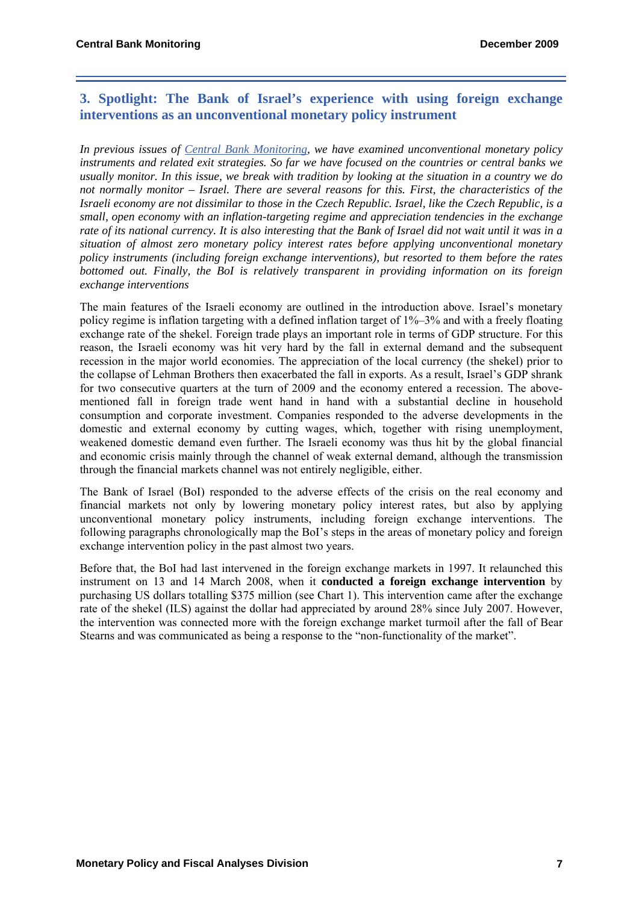## 3. Spotlight: The Bank of Israel's experience with using foreign exchange interventions as an unconventional monetary policy instrument

*In previous issues of Central Bank Monitoring, we have examined unconventional monetary policy instruments and related exit strategies. So far we have focused on the countries or central banks we usually monitor. In this issue, we break with tradition by looking at the situation in a country we do not normally monitor – Israel. There are several reasons for this. First, the characteristics of the Israeli economy are not dissimilar to those in the Czech Republic. Israel, like the Czech Republic, is a small, open economy with an inflation-targeting regime and appreciation tendencies in the exchange rate of its national currency. It is also interesting that the Bank of Israel did not wait until it was in a situation of almost zero monetary policy interest rates before applying unconventional monetary policy instruments (including foreign exchange interventions), but resorted to them before the rates bottomed out. Finally, the BoI is relatively transparent in providing information on its foreign exchange interventions*

The main features of the Israeli economy are outlined in the introduction above. Israel's monetary policy regime is inflation targeting with a defined inflation target of 1%–3% and with a freely floating exchange rate of the shekel. Foreign trade plays an important role in terms of GDP structure. For this reason, the Israeli economy was hit very hard by the fall in external demand and the subsequent recession in the major world economies. The appreciation of the local currency (the shekel) prior to the collapse of Lehman Brothers then exacerbated the fall in exports. As a result, Israel's GDP shrank for two consecutive quarters at the turn of 2009 and the economy entered a recession. The above-mentioned fall in foreign trade went hand in hand with a substantial decline in household consumption and corporate investment. Companies responded to the adverse developments in the domestic and external economy by cutting wages, which, together with rising unemployment, weakened domestic demand even further. The Israeli economy was thus hit by the global financial and economic crisis mainly through the channel of weak external demand, although the transmission through the financial markets channel was not entirely negligible, either.

The Bank of Israel (BoI) responded to the adverse effects of the crisis on the real economy and financial markets not only by lowering monetary policy interest rates, but also by applying unconventional monetary policy instruments, including foreign exchange interventions. The following paragraphs chronologically map the BoI's steps in the areas of monetary policy and foreign exchange intervention policy in the past almost two years.

Before that, the BoI had last intervened in the foreign exchange markets in 1997. It relaunched this instrument on 13 and 14 March 2008, when it **conducted a foreign exchange intervention** by purchasing US dollars totalling $375 million (see Chart 1). This intervention came after the exchange rate of the shekel (ILS) against the dollar had appreciated by around 28% since July 2007. However, the intervention was connected more with the foreign exchange market turmoil after the fall of Bear Stearns and was communicated as being a response to the "non-functionality of the market".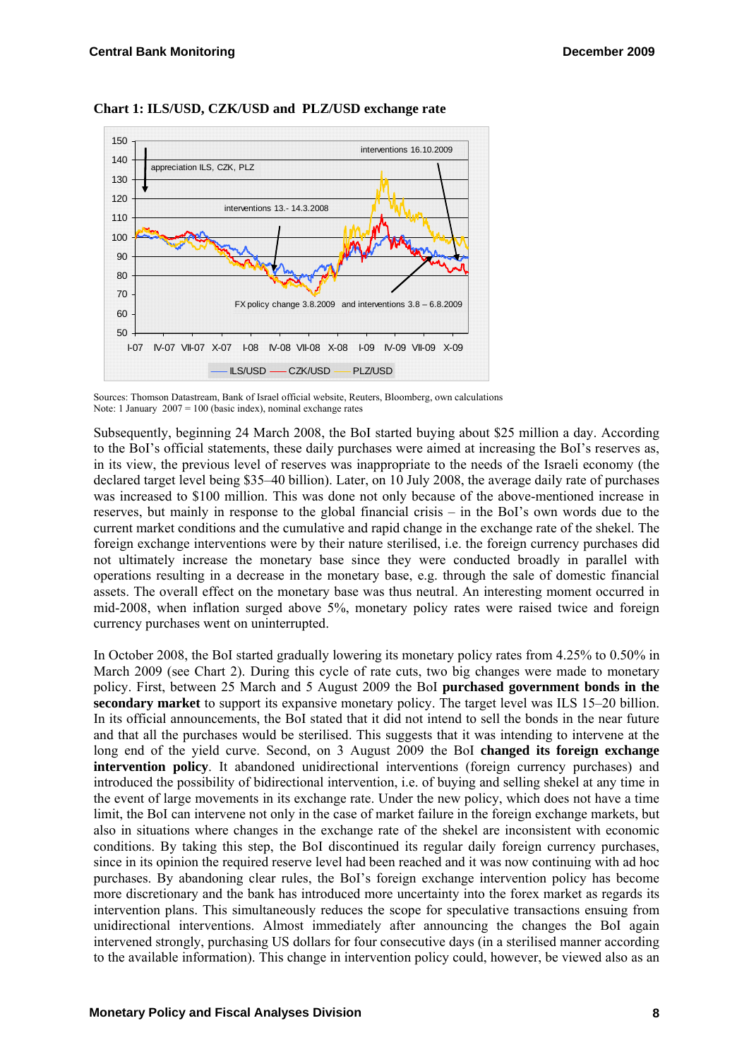**Chart 1: ILS/USD, CZK/USD and PLZ/USD exchange rate**

Sources: Thomson Datastream, Bank of Israel official website, Reuters, Bloomberg, own calculations
Note: 1 January 2007 = 100 (basic index), nominal exchange rates

Subsequently, beginning 24 March 2008, the BoI started buying about $25 million a day. According to the BoI's official statements, these daily purchases were aimed at increasing the BoI's reserves as, in its view, the previous level of reserves was inappropriate to the needs of the Israeli economy (the declared target level being $35–40 billion). Later, on 10 July 2008, the average daily rate of purchases was increased to $100 million. This was done not only because of the above-mentioned increase in reserves, but mainly in response to the global financial crisis – in the BoI's own words due to the current market conditions and the cumulative and rapid change in the exchange rate of the shekel. The foreign exchange interventions were by their nature sterilised, i.e. the foreign currency purchases did not ultimately increase the monetary base since they were conducted broadly in parallel with operations resulting in a decrease in the monetary base, e.g. through the sale of domestic financial assets. The overall effect on the monetary base was thus neutral. An interesting moment occurred in mid-2008, when inflation surged above 5%, monetary policy rates were raised twice and foreign currency purchases went on uninterrupted.

In October 2008, the BoI started gradually lowering its monetary policy rates from 4.25% to 0.50% in March 2009 (see Chart 2). During this cycle of rate cuts, two big changes were made to monetary policy. First, between 25 March and 5 August 2009 the BoI **purchased government bonds in the secondary market** to support its expansive monetary policy. The target level was ILS 15–20 billion. In its official announcements, the BoI stated that it did not intend to sell the bonds in the near future and that all the purchases would be sterilised. This suggests that it was intending to intervene at the long end of the yield curve. Second, on 3 August 2009 the BoI **changed its foreign exchange intervention policy**. It abandoned unidirectional interventions (foreign currency purchases) and introduced the possibility of bidirectional intervention, i.e. of buying and selling shekel at any time in the event of large movements in its exchange rate. Under the new policy, which does not have a time limit, the BoI can intervene not only in the case of market failure in the foreign exchange markets, but also in situations where changes in the exchange rate of the shekel are inconsistent with economic conditions. By taking this step, the BoI discontinued its regular daily foreign currency purchases, since in its opinion the required reserve level had been reached and it was now continuing with ad hoc purchases. By abandoning clear rules, the BoI's foreign exchange intervention policy has become more discretionary and the bank has introduced more uncertainty into the forex market as regards its intervention plans. This simultaneously reduces the scope for speculative transactions ensuing from unidirectional interventions. Almost immediately after announcing the changes the BoI again intervened strongly, purchasing US dollars for four consecutive days (in a sterilised manner according to the available information). This change in intervention policy could, however, be viewed also as an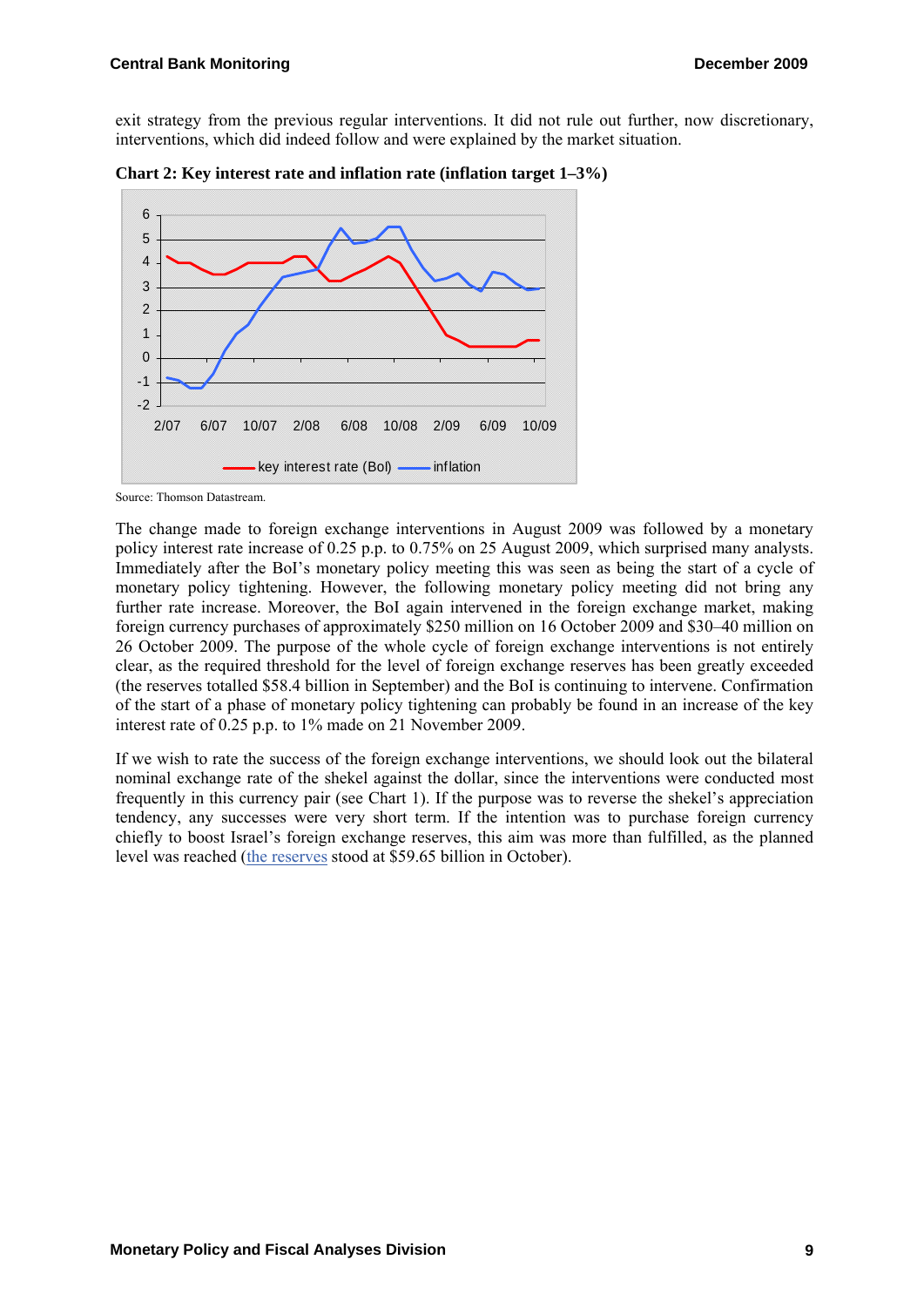exit strategy from the previous regular interventions. It did not rule out further, now discretionary, interventions, which did indeed follow and were explained by the market situation.

**Chart 2: Key interest rate and inflation rate (inflation target 1–3%)**

Source: Thomson Datastream.

The change made to foreign exchange interventions in August 2009 was followed by a monetary policy interest rate increase of 0.25 p.p. to 0.75% on 25 August 2009, which surprised many analysts. Immediately after the BoI's monetary policy meeting this was seen as being the start of a cycle of monetary policy tightening. However, the following monetary policy meeting did not bring any further rate increase. Moreover, the BoI again intervened in the foreign exchange market, making foreign currency purchases of approximately $250 million on 16 October 2009 and $30–40 million on 26 October 2009. The purpose of the whole cycle of foreign exchange interventions is not entirely clear, as the required threshold for the level of foreign exchange reserves has been greatly exceeded (the reserves totalled $58.4 billion in September) and the BoI is continuing to intervene. Confirmation of the start of a phase of monetary policy tightening can probably be found in an increase of the key interest rate of 0.25 p.p. to 1% made on 21 November 2009.

If we wish to rate the success of the foreign exchange interventions, we should look out the bilateral nominal exchange rate of the shekel against the dollar, since the interventions were conducted most frequently in this currency pair (see Chart 1). If the purpose was to reverse the shekel's appreciation tendency, any successes were very short term. If the intention was to purchase foreign currency chiefly to boost Israel's foreign exchange reserves, this aim was more than fulfilled, as the planned level was reached (the reserves stood at $59.65 billion in October).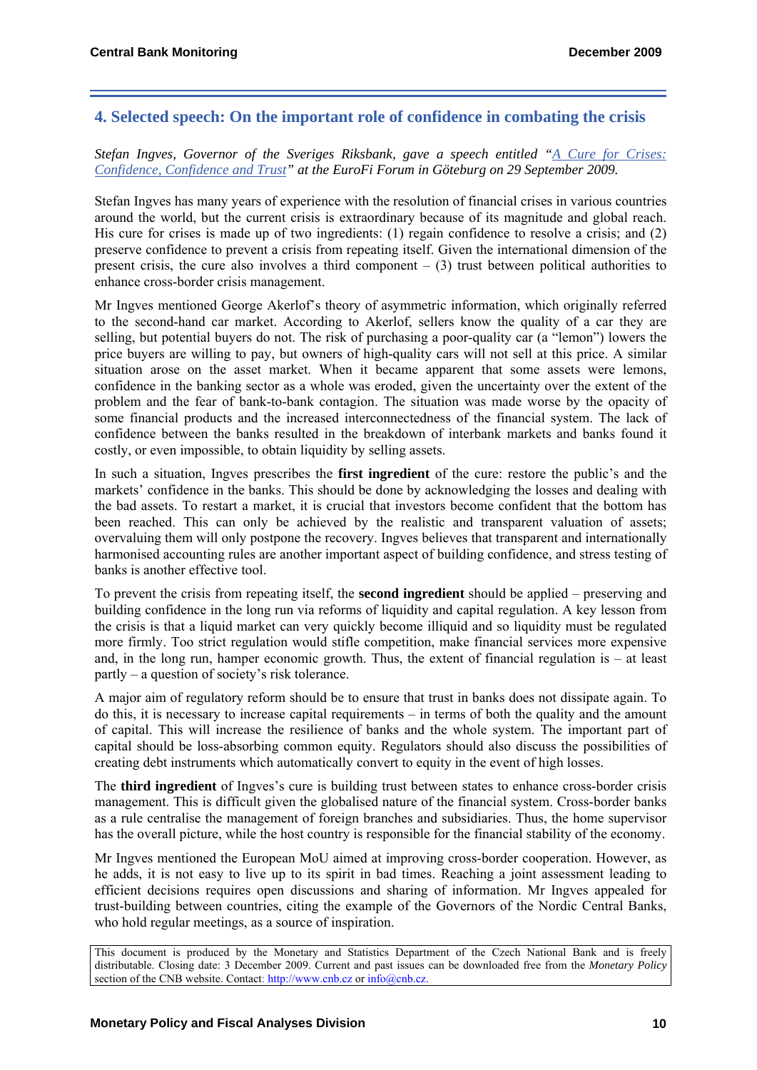## 4. Selected speech: On the important role of confidence in combating the crisis

*Stefan Ingves, Governor of the Sveriges Riksbank, gave a speech entitled "A Cure for Crises: Confidence, Confidence and Trust" at the EuroFi Forum in Göteburg on 29 September 2009.*

Stefan Ingves has many years of experience with the resolution of financial crises in various countries around the world, but the current crisis is extraordinary because of its magnitude and global reach. His cure for crises is made up of two ingredients: (1) regain confidence to resolve a crisis; and (2) preserve confidence to prevent a crisis from repeating itself. Given the international dimension of the present crisis, the cure also involves a third component – (3) trust between political authorities to enhance cross-border crisis management.

Mr Ingves mentioned George Akerlof's theory of asymmetric information, which originally referred to the second-hand car market. According to Akerlof, sellers know the quality of a car they are selling, but potential buyers do not. The risk of purchasing a poor-quality car (a "lemon") lowers the price buyers are willing to pay, but owners of high-quality cars will not sell at this price. A similar situation arose on the asset market. When it became apparent that some assets were lemons, confidence in the banking sector as a whole was eroded, given the uncertainty over the extent of the problem and the fear of bank-to-bank contagion. The situation was made worse by the opacity of some financial products and the increased interconnectedness of the financial system. The lack of confidence between the banks resulted in the breakdown of interbank markets and banks found it costly, or even impossible, to obtain liquidity by selling assets.

In such a situation, Ingves prescribes the **first ingredient** of the cure: restore the public's and the markets' confidence in the banks. This should be done by acknowledging the losses and dealing with the bad assets. To restart a market, it is crucial that investors become confident that the bottom has been reached. This can only be achieved by the realistic and transparent valuation of assets; overvaluing them will only postpone the recovery. Ingves believes that transparent and internationally harmonised accounting rules are another important aspect of building confidence, and stress testing of banks is another effective tool.

To prevent the crisis from repeating itself, the **second ingredient** should be applied – preserving and building confidence in the long run via reforms of liquidity and capital regulation. A key lesson from the crisis is that a liquid market can very quickly become illiquid and so liquidity must be regulated more firmly. Too strict regulation would stifle competition, make financial services more expensive and, in the long run, hamper economic growth. Thus, the extent of financial regulation is – at least partly – a question of society's risk tolerance.

A major aim of regulatory reform should be to ensure that trust in banks does not dissipate again. To do this, it is necessary to increase capital requirements – in terms of both the quality and the amount of capital. This will increase the resilience of banks and the whole system. The important part of capital should be loss-absorbing common equity. Regulators should also discuss the possibilities of creating debt instruments which automatically convert to equity in the event of high losses.

The **third ingredient** of Ingves's cure is building trust between states to enhance cross-border crisis management. This is difficult given the globalised nature of the financial system. Cross-border banks as a rule centralise the management of foreign branches and subsidiaries. Thus, the home supervisor has the overall picture, while the host country is responsible for the financial stability of the economy.

Mr Ingves mentioned the European MoU aimed at improving cross-border cooperation. However, as he adds, it is not easy to live up to its spirit in bad times. Reaching a joint assessment leading to efficient decisions requires open discussions and sharing of information. Mr Ingves appealed for trust-building between countries, citing the example of the Governors of the Nordic Central Banks, who hold regular meetings, as a source of inspiration.

This document is produced by the Monetary and Statistics Department of the Czech National Bank and is freely distributable. Closing date: 3 December 2009. Current and past issues can be downloaded free from the *Monetary Policy* section of the CNB website. Contact: http://www.cnb.cz or info@cnb.cz.